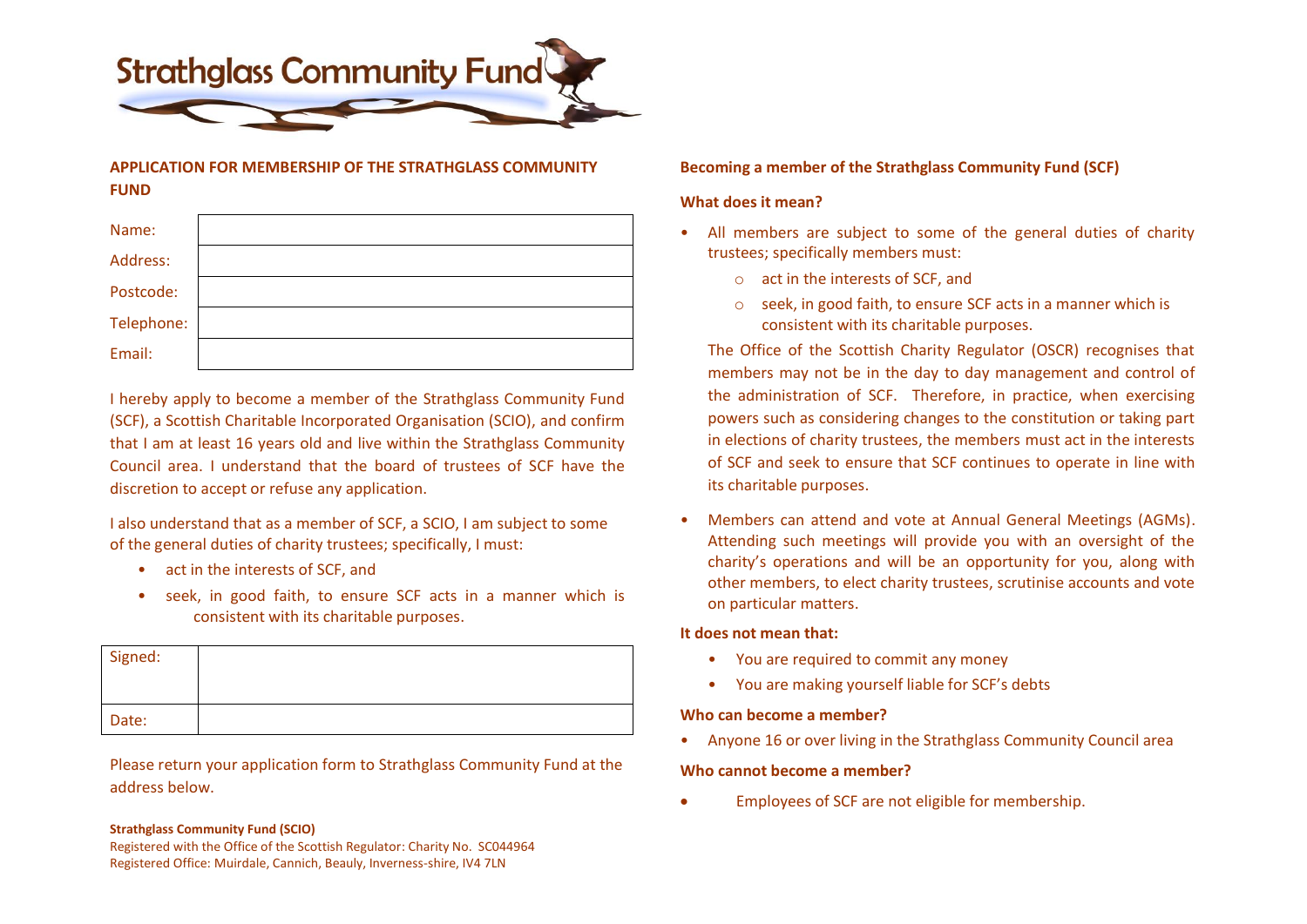# Strathglass Community Fund

## APPLICATION FOR MEMBERSHIP OF THE STRATHGLASS COMMUNITY FUND

| | |
|---|---|
| Name: | |
| Address: | |
| Postcode: | |
| Telephone: | |
| Email: | |

I hereby apply to become a member of the Strathglass Community Fund (SCF), a Scottish Charitable Incorporated Organisation (SCIO), and confirm that I am at least 16 years old and live within the Strathglass Community Council area. I understand that the board of trustees of SCF have the discretion to accept or refuse any application.

I also understand that as a member of SCF, a SCIO, I am subject to some of the general duties of charity trustees; specifically, I must:

- act in the interests of SCF, and
- seek, in good faith, to ensure SCF acts in a manner which is consistent with its charitable purposes.

| | |
|---|---|
| Signed: | |
| Date: | |

Please return your application form to Strathglass Community Fund at the address below.

**Strathglass Community Fund (SCIO)**
Registered with the Office of the Scottish Regulator: Charity No. SC044964
Registered Office: Muirdale, Cannich, Beauly, Inverness-shire, IV4 7LN

## Becoming a member of the Strathglass Community Fund (SCF)

### What does it mean?

- All members are subject to some of the general duties of charity trustees; specifically members must:
  - act in the interests of SCF, and
  - seek, in good faith, to ensure SCF acts in a manner which is consistent with its charitable purposes.

  The Office of the Scottish Charity Regulator (OSCR) recognises that members may not be in the day to day management and control of the administration of SCF. Therefore, in practice, when exercising powers such as considering changes to the constitution or taking part in elections of charity trustees, the members must act in the interests of SCF and seek to ensure that SCF continues to operate in line with its charitable purposes.

- Members can attend and vote at Annual General Meetings (AGMs). Attending such meetings will provide you with an oversight of the charity's operations and will be an opportunity for you, along with other members, to elect charity trustees, scrutinise accounts and vote on particular matters.

### It does not mean that:

- You are required to commit any money
- You are making yourself liable for SCF's debts

### Who can become a member?

- Anyone 16 or over living in the Strathglass Community Council area

### Who cannot become a member?

- Employees of SCF are not eligible for membership.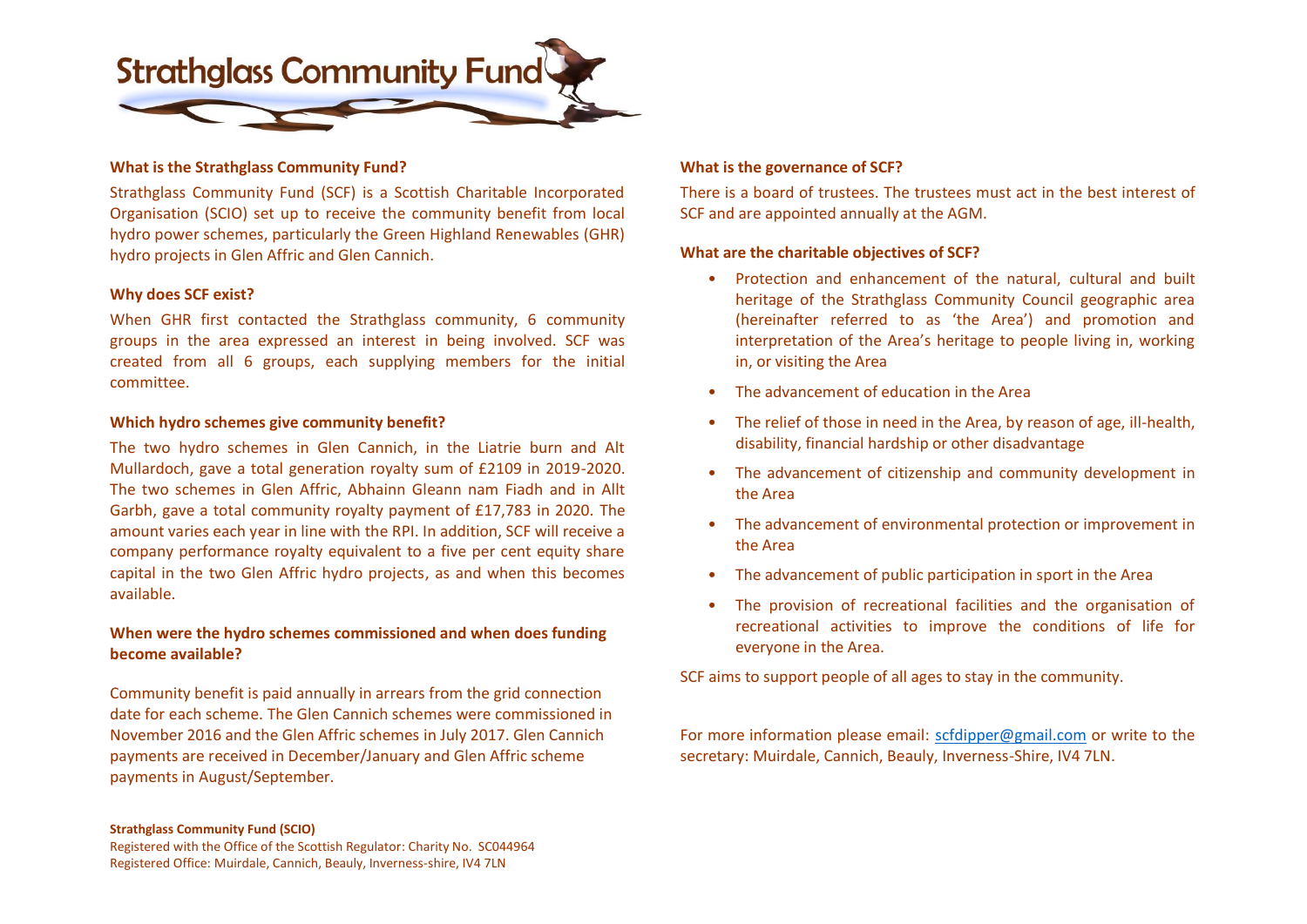# Strathglass Community Fund

### What is the Strathglass Community Fund?

Strathglass Community Fund (SCF) is a Scottish Charitable Incorporated Organisation (SCIO) set up to receive the community benefit from local hydro power schemes, particularly the Green Highland Renewables (GHR) hydro projects in Glen Affric and Glen Cannich.

### Why does SCF exist?

When GHR first contacted the Strathglass community, 6 community groups in the area expressed an interest in being involved. SCF was created from all 6 groups, each supplying members for the initial committee.

### Which hydro schemes give community benefit?

The two hydro schemes in Glen Cannich, in the Liatrie burn and Alt Mullardoch, gave a total generation royalty sum of £2109 in 2019-2020. The two schemes in Glen Affric, Abhainn Gleann nam Fiadh and in Allt Garbh, gave a total community royalty payment of £17,783 in 2020. The amount varies each year in line with the RPI. In addition, SCF will receive a company performance royalty equivalent to a five per cent equity share capital in the two Glen Affric hydro projects, as and when this becomes available.

### When were the hydro schemes commissioned and when does funding become available?

Community benefit is paid annually in arrears from the grid connection date for each scheme. The Glen Cannich schemes were commissioned in November 2016 and the Glen Affric schemes in July 2017. Glen Cannich payments are received in December/January and Glen Affric scheme payments in August/September.

### What is the governance of SCF?

There is a board of trustees. The trustees must act in the best interest of SCF and are appointed annually at the AGM.

### What are the charitable objectives of SCF?

- Protection and enhancement of the natural, cultural and built heritage of the Strathglass Community Council geographic area (hereinafter referred to as 'the Area') and promotion and interpretation of the Area's heritage to people living in, working in, or visiting the Area
- The advancement of education in the Area
- The relief of those in need in the Area, by reason of age, ill-health, disability, financial hardship or other disadvantage
- The advancement of citizenship and community development in the Area
- The advancement of environmental protection or improvement in the Area
- The advancement of public participation in sport in the Area
- The provision of recreational facilities and the organisation of recreational activities to improve the conditions of life for everyone in the Area.

SCF aims to support people of all ages to stay in the community.

For more information please email: scfdipper@gmail.com or write to the secretary: Muirdale, Cannich, Beauly, Inverness-Shire, IV4 7LN.

**Strathglass Community Fund (SCIO)**
Registered with the Office of the Scottish Regulator: Charity No. SC044964
Registered Office: Muirdale, Cannich, Beauly, Inverness-shire, IV4 7LN